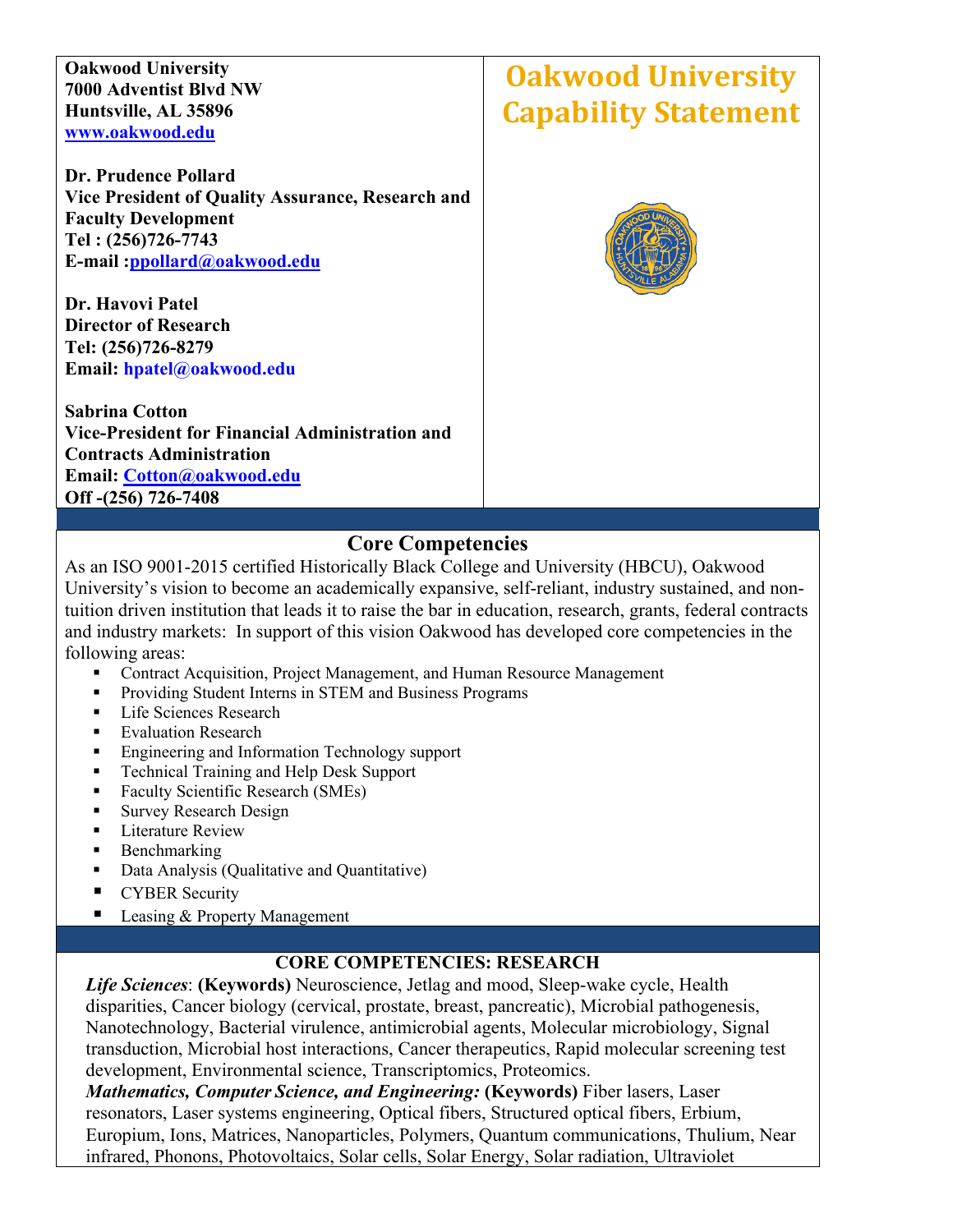# Oakwood University Capability Statement

**Oakwood University**
**7000 Adventist Blvd NW**
**Huntsville, AL 35896**
**www.oakwood.edu**

**Dr. Prudence Pollard**
**Vice President of Quality Assurance, Research and Faculty Development**
**Tel : (256)726-7743**
**E-mail :ppollard@oakwood.edu**

**Dr. Havovi Patel**
**Director of Research**
**Tel: (256)726-8279**
**Email: hpatel@oakwood.edu**

**Sabrina Cotton**
**Vice-President for Financial Administration and Contracts Administration**
**Email: Cotton@oakwood.edu**
**Off -(256) 726-7408**

## Core Competencies

As an ISO 9001-2015 certified Historically Black College and University (HBCU), Oakwood University's vision to become an academically expansive, self-reliant, industry sustained, and non-tuition driven institution that leads it to raise the bar in education, research, grants, federal contracts and industry markets: In support of this vision Oakwood has developed core competencies in the following areas:

- Contract Acquisition, Project Management, and Human Resource Management
- Providing Student Interns in STEM and Business Programs
- Life Sciences Research
- Evaluation Research
- Engineering and Information Technology support
- Technical Training and Help Desk Support
- Faculty Scientific Research (SMEs)
- Survey Research Design
- Literature Review
- Benchmarking
- Data Analysis (Qualitative and Quantitative)
- CYBER Security
- Leasing & Property Management

## CORE COMPETENCIES: RESEARCH

***Life Sciences***: **(Keywords)** Neuroscience, Jetlag and mood, Sleep-wake cycle, Health disparities, Cancer biology (cervical, prostate, breast, pancreatic), Microbial pathogenesis, Nanotechnology, Bacterial virulence, antimicrobial agents, Molecular microbiology, Signal transduction, Microbial host interactions, Cancer therapeutics, Rapid molecular screening test development, Environmental science, Transcriptomics, Proteomics.

***Mathematics, Computer Science, and Engineering:*** **(Keywords)** Fiber lasers, Laser resonators, Laser systems engineering, Optical fibers, Structured optical fibers, Erbium, Europium, Ions, Matrices, Nanoparticles, Polymers, Quantum communications, Thulium, Near infrared, Phonons, Photovoltaics, Solar cells, Solar Energy, Solar radiation, Ultraviolet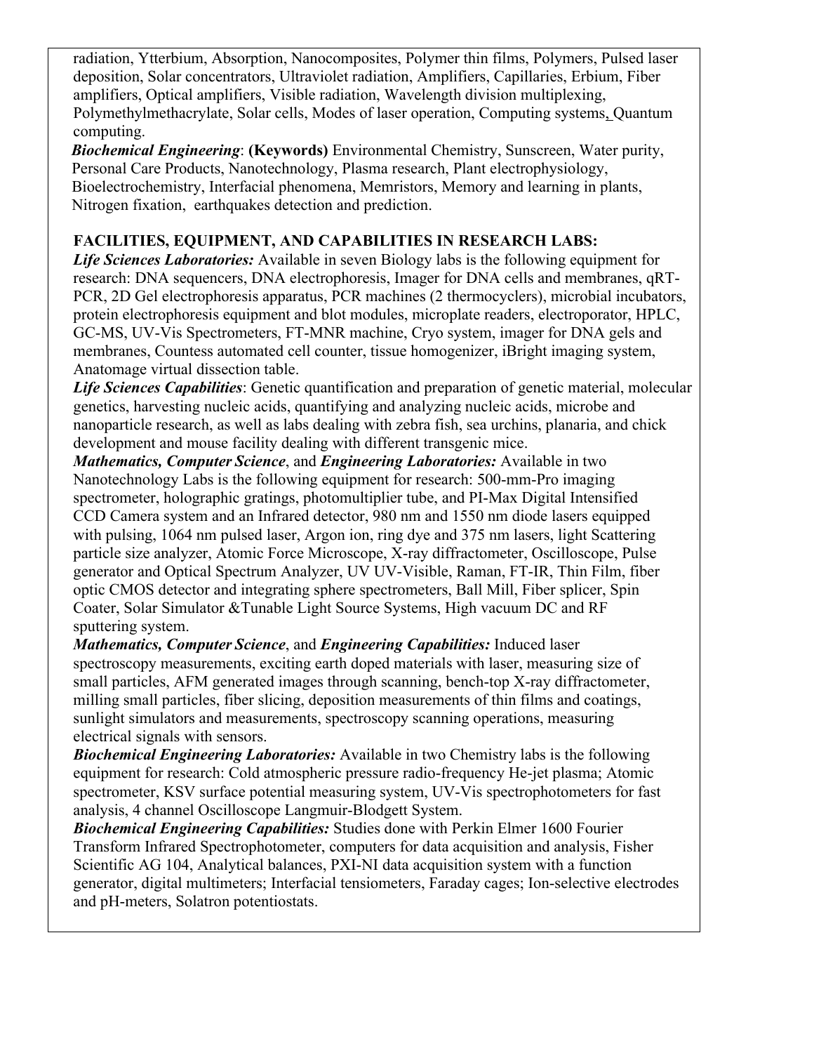radiation, Ytterbium, Absorption, Nanocomposites, Polymer thin films, Polymers, Pulsed laser deposition, Solar concentrators, Ultraviolet radiation, Amplifiers, Capillaries, Erbium, Fiber amplifiers, Optical amplifiers, Visible radiation, Wavelength division multiplexing, Polymethylmethacrylate, Solar cells, Modes of laser operation, Computing systems, Quantum computing.

***Biochemical Engineering***: **(Keywords)** Environmental Chemistry, Sunscreen, Water purity, Personal Care Products, Nanotechnology, Plasma research, Plant electrophysiology, Bioelectrochemistry, Interfacial phenomena, Memristors, Memory and learning in plants, Nitrogen fixation, earthquakes detection and prediction.

**FACILITIES, EQUIPMENT, AND CAPABILITIES IN RESEARCH LABS:**

***Life Sciences Laboratories:*** Available in seven Biology labs is the following equipment for research: DNA sequencers, DNA electrophoresis, Imager for DNA cells and membranes, qRT-PCR, 2D Gel electrophoresis apparatus, PCR machines (2 thermocyclers), microbial incubators, protein electrophoresis equipment and blot modules, microplate readers, electroporator, HPLC, GC-MS, UV-Vis Spectrometers, FT-MNR machine, Cryo system, imager for DNA gels and membranes, Countess automated cell counter, tissue homogenizer, iBright imaging system, Anatomage virtual dissection table.

***Life Sciences Capabilities***: Genetic quantification and preparation of genetic material, molecular genetics, harvesting nucleic acids, quantifying and analyzing nucleic acids, microbe and nanoparticle research, as well as labs dealing with zebra fish, sea urchins, planaria, and chick development and mouse facility dealing with different transgenic mice.

***Mathematics, Computer Science***, and ***Engineering Laboratories:*** Available in two Nanotechnology Labs is the following equipment for research: 500-mm-Pro imaging spectrometer, holographic gratings, photomultiplier tube, and PI-Max Digital Intensified CCD Camera system and an Infrared detector, 980 nm and 1550 nm diode lasers equipped with pulsing, 1064 nm pulsed laser, Argon ion, ring dye and 375 nm lasers, light Scattering particle size analyzer, Atomic Force Microscope, X-ray diffractometer, Oscilloscope, Pulse generator and Optical Spectrum Analyzer, UV UV-Visible, Raman, FT-IR, Thin Film, fiber optic CMOS detector and integrating sphere spectrometers, Ball Mill, Fiber splicer, Spin Coater, Solar Simulator &Tunable Light Source Systems, High vacuum DC and RF sputtering system.

***Mathematics, Computer Science***, and ***Engineering Capabilities:*** Induced laser spectroscopy measurements, exciting earth doped materials with laser, measuring size of small particles, AFM generated images through scanning, bench-top X-ray diffractometer, milling small particles, fiber slicing, deposition measurements of thin films and coatings, sunlight simulators and measurements, spectroscopy scanning operations, measuring electrical signals with sensors.

***Biochemical Engineering Laboratories:*** Available in two Chemistry labs is the following equipment for research: Cold atmospheric pressure radio-frequency He-jet plasma; Atomic spectrometer, KSV surface potential measuring system, UV-Vis spectrophotometers for fast analysis, 4 channel Oscilloscope Langmuir-Blodgett System.

***Biochemical Engineering Capabilities:*** Studies done with Perkin Elmer 1600 Fourier Transform Infrared Spectrophotometer, computers for data acquisition and analysis, Fisher Scientific AG 104, Analytical balances, PXI-NI data acquisition system with a function generator, digital multimeters; Interfacial tensiometers, Faraday cages; Ion-selective electrodes and pH-meters, Solatron potentiostats.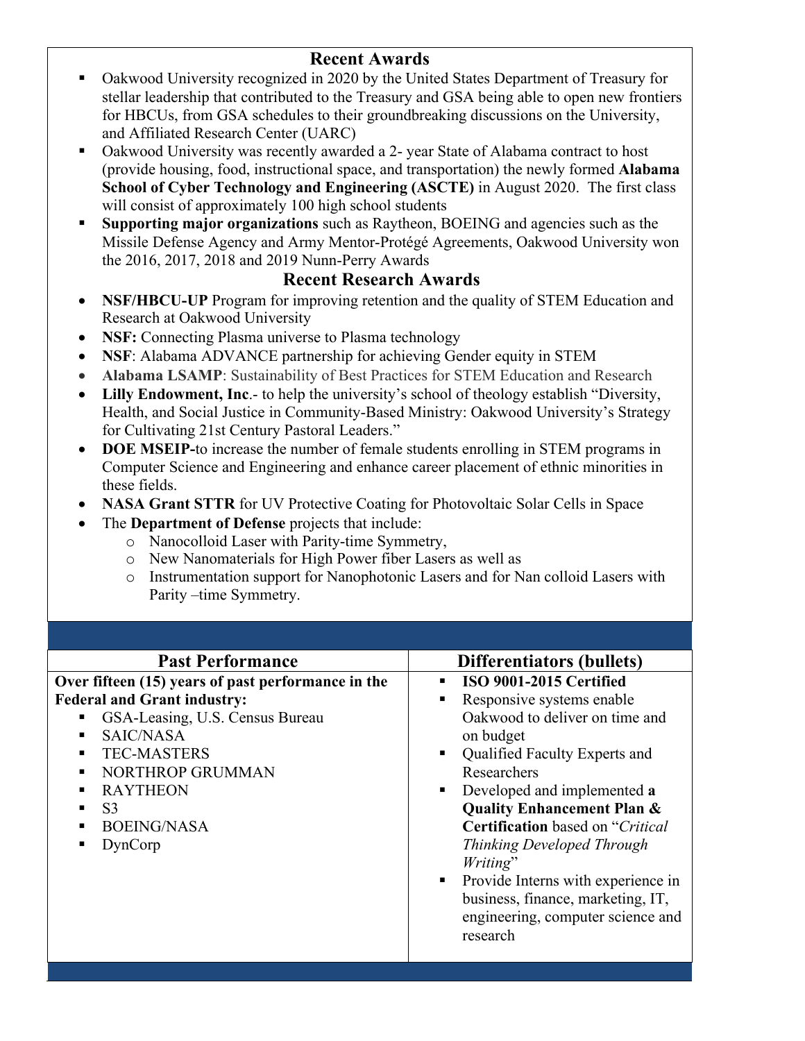## Recent Awards

- Oakwood University recognized in 2020 by the United States Department of Treasury for stellar leadership that contributed to the Treasury and GSA being able to open new frontiers for HBCUs, from GSA schedules to their groundbreaking discussions on the University, and Affiliated Research Center (UARC)
- Oakwood University was recently awarded a 2- year State of Alabama contract to host (provide housing, food, instructional space, and transportation) the newly formed **Alabama School of Cyber Technology and Engineering (ASCTE)** in August 2020. The first class will consist of approximately 100 high school students
- **Supporting major organizations** such as Raytheon, BOEING and agencies such as the Missile Defense Agency and Army Mentor-Protégé Agreements, Oakwood University won the 2016, 2017, 2018 and 2019 Nunn-Perry Awards

## Recent Research Awards

- **NSF/HBCU-UP** Program for improving retention and the quality of STEM Education and Research at Oakwood University
- **NSF:** Connecting Plasma universe to Plasma technology
- **NSF**: Alabama ADVANCE partnership for achieving Gender equity in STEM
- **Alabama LSAMP**: Sustainability of Best Practices for STEM Education and Research
- **Lilly Endowment, Inc**.- to help the university's school of theology establish "Diversity, Health, and Social Justice in Community-Based Ministry: Oakwood University's Strategy for Cultivating 21st Century Pastoral Leaders."
- **DOE MSEIP-**to increase the number of female students enrolling in STEM programs in Computer Science and Engineering and enhance career placement of ethnic minorities in these fields.
- **NASA Grant STTR** for UV Protective Coating for Photovoltaic Solar Cells in Space
- The **Department of Defense** projects that include:
  - Nanocolloid Laser with Parity-time Symmetry,
  - New Nanomaterials for High Power fiber Lasers as well as
  - Instrumentation support for Nanophotonic Lasers and for Nan colloid Lasers with Parity –time Symmetry.

| Past Performance | Differentiators (bullets) |
|---|---|
| **Over fifteen (15) years of past performance in the Federal and Grant industry:**<br>▪ GSA-Leasing, U.S. Census Bureau<br>▪ SAIC/NASA<br>▪ TEC-MASTERS<br>▪ NORTHROP GRUMMAN<br>▪ RAYTHEON<br>▪ S3<br>▪ BOEING/NASA<br>▪ DynCorp | ▪ **ISO 9001-2015 Certified**<br>▪ Responsive systems enable Oakwood to deliver on time and on budget<br>▪ Qualified Faculty Experts and Researchers<br>▪ Developed and implemented **a Quality Enhancement Plan & Certification** based on "*Critical Thinking Developed Through Writing*"<br>▪ Provide Interns with experience in business, finance, marketing, IT, engineering, computer science and research |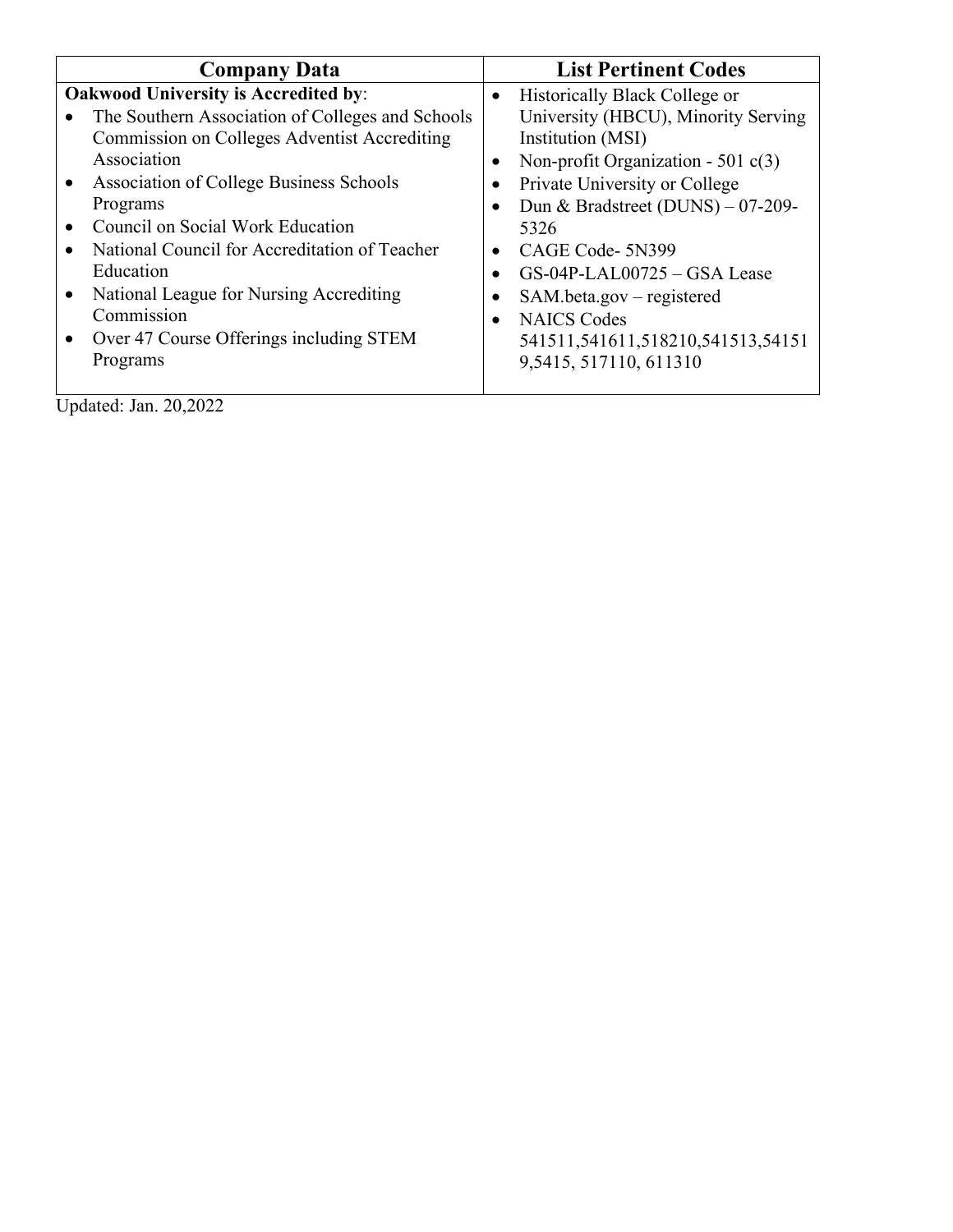| Company Data | List Pertinent Codes |
|---|---|
| **Oakwood University is Accredited by**:<br>• The Southern Association of Colleges and Schools Commission on Colleges Adventist Accrediting Association<br>• Association of College Business Schools Programs<br>• Council on Social Work Education<br>• National Council for Accreditation of Teacher Education<br>• National League for Nursing Accrediting Commission<br>• Over 47 Course Offerings including STEM Programs | • Historically Black College or University (HBCU), Minority Serving Institution (MSI)<br>• Non-profit Organization - 501 c(3)<br>• Private University or College<br>• Dun & Bradstreet (DUNS) – 07-209-5326<br>• CAGE Code- 5N399<br>• GS-04P-LAL00725 – GSA Lease<br>• SAM.beta.gov – registered<br>• NAICS Codes 541511,541611,518210,541513,541519,5415, 517110, 611310 |

Updated: Jan. 20,2022